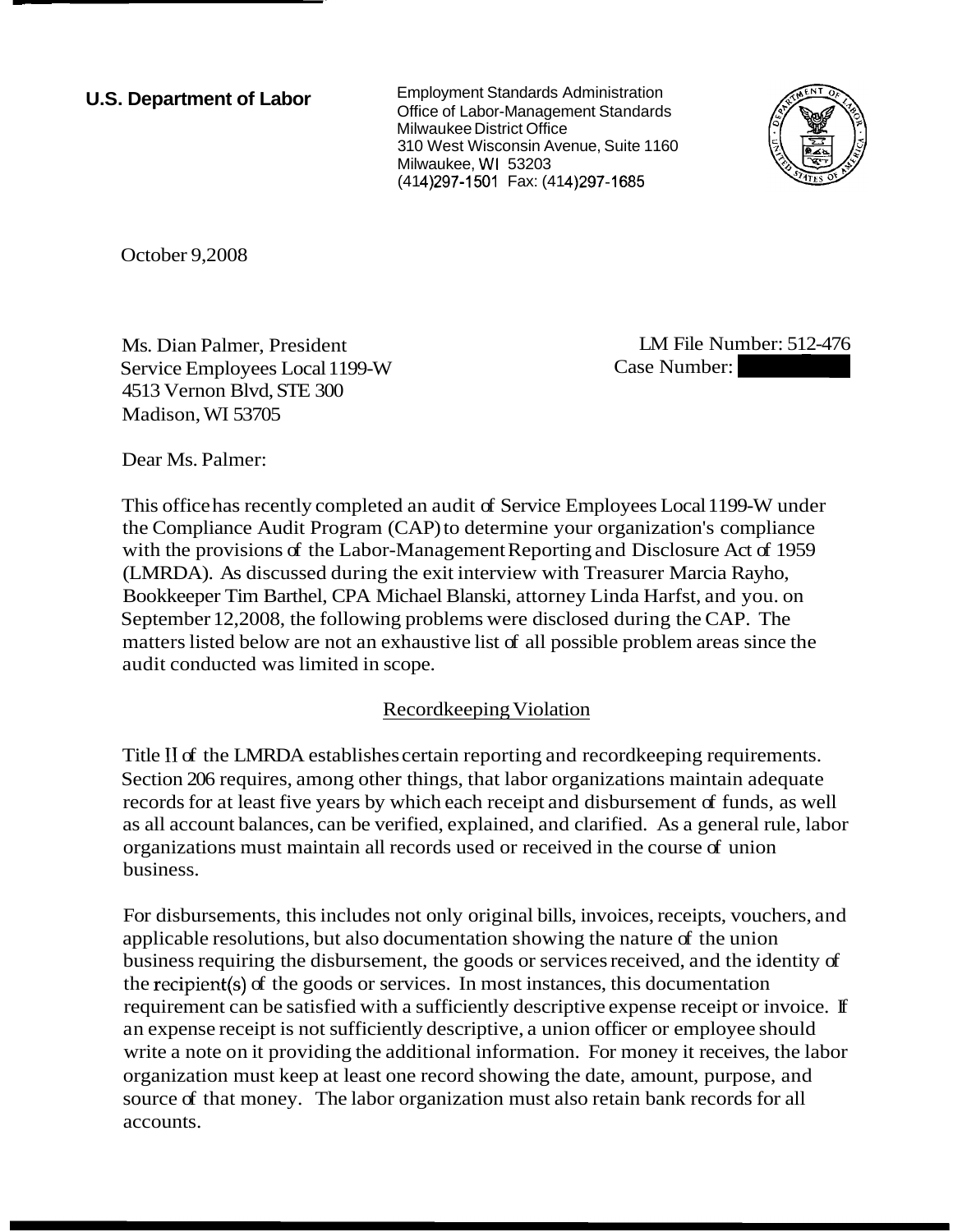**U.S. Department of Labor**

Employment Standards Administration
Office of Labor-Management Standards
Milwaukee District Office
310 West Wisconsin Avenue, Suite 1160
Milwaukee, WI 53203
(414)297-1501 Fax: (414)297-1685

October 9,2008

Ms. Dian Palmer, President
Service Employees Local 1199-W
4513 Vernon Blvd, STE 300
Madison, WI 53705

LM File Number: 512-476
Case Number:

Dear Ms. Palmer:

This office has recently completed an audit of Service Employees Local 1199-W under the Compliance Audit Program (CAP) to determine your organization's compliance with the provisions of the Labor-Management Reporting and Disclosure Act of 1959 (LMRDA). As discussed during the exit interview with Treasurer Marcia Rayho, Bookkeeper Tim Barthel, CPA Michael Blanski, attorney Linda Harfst, and you. on September 12,2008, the following problems were disclosed during the CAP. The matters listed below are not an exhaustive list of all possible problem areas since the audit conducted was limited in scope.

## Recordkeeping Violation

Title II of the LMRDA establishes certain reporting and recordkeeping requirements. Section 206 requires, among other things, that labor organizations maintain adequate records for at least five years by which each receipt and disbursement of funds, as well as all account balances, can be verified, explained, and clarified. As a general rule, labor organizations must maintain all records used or received in the course of union business.

For disbursements, this includes not only original bills, invoices, receipts, vouchers, and applicable resolutions, but also documentation showing the nature of the union business requiring the disbursement, the goods or services received, and the identity of the recipient(s) of the goods or services. In most instances, this documentation requirement can be satisfied with a sufficiently descriptive expense receipt or invoice. If an expense receipt is not sufficiently descriptive, a union officer or employee should write a note on it providing the additional information. For money it receives, the labor organization must keep at least one record showing the date, amount, purpose, and source of that money. The labor organization must also retain bank records for all accounts.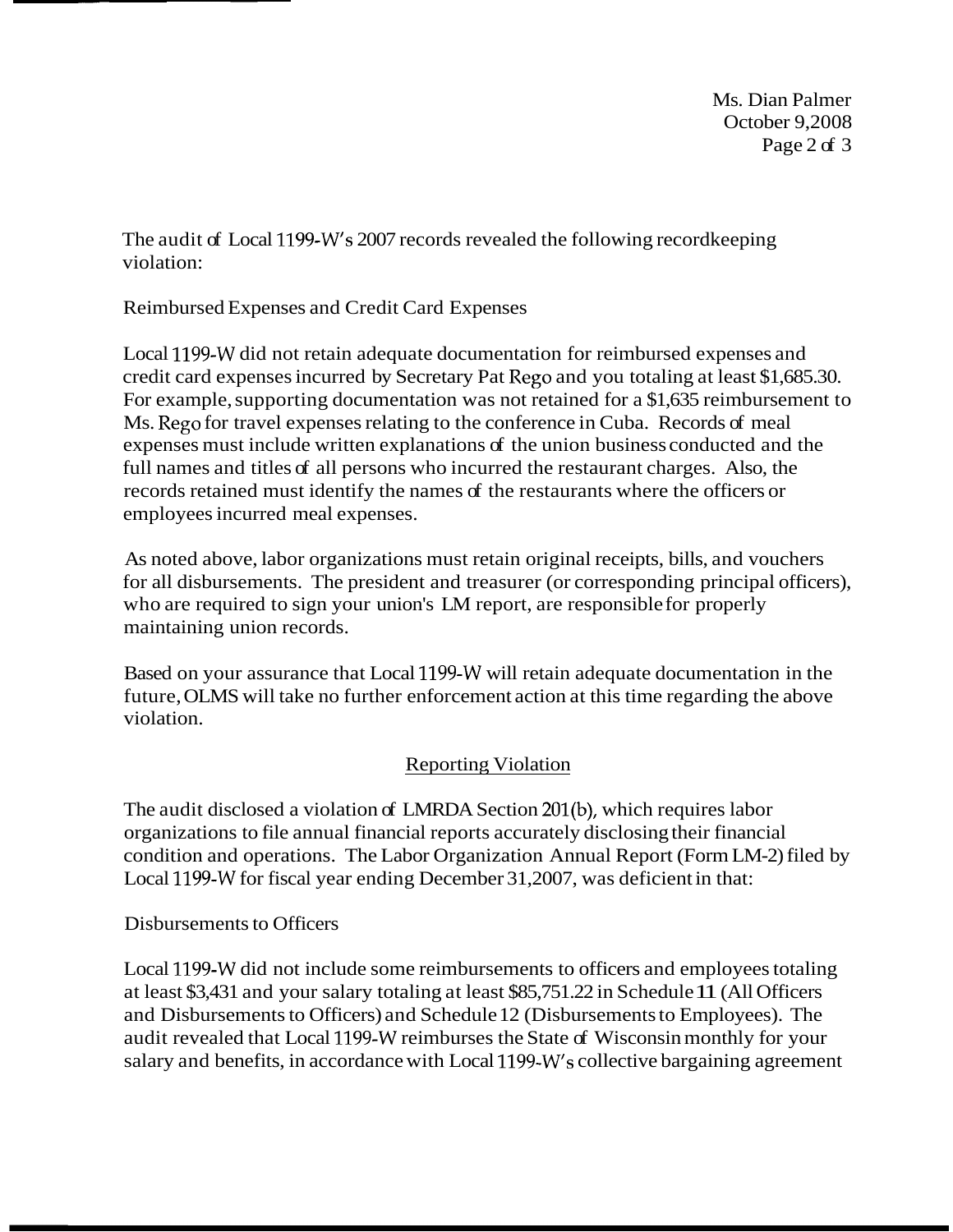The audit of Local 1199-W's 2007 records revealed the following recordkeeping violation:

Reimbursed Expenses and Credit Card Expenses

Local 1199-W did not retain adequate documentation for reimbursed expenses and credit card expenses incurred by Secretary Pat Rego and you totaling at least $1,685.30. For example, supporting documentation was not retained for a $1,635 reimbursement to Ms. Rego for travel expenses relating to the conference in Cuba. Records of meal expenses must include written explanations of the union business conducted and the full names and titles of all persons who incurred the restaurant charges. Also, the records retained must identify the names of the restaurants where the officers or employees incurred meal expenses.

As noted above, labor organizations must retain original receipts, bills, and vouchers for all disbursements. The president and treasurer (or corresponding principal officers), who are required to sign your union's LM report, are responsible for properly maintaining union records.

Based on your assurance that Local 1199-W will retain adequate documentation in the future, OLMS will take no further enforcement action at this time regarding the above violation.

## Reporting Violation

The audit disclosed a violation of LMRDA Section 201(b), which requires labor organizations to file annual financial reports accurately disclosing their financial condition and operations. The Labor Organization Annual Report (Form LM-2) filed by Local 1199-W for fiscal year ending December 31,2007, was deficient in that:

Disbursements to Officers

Local 1199-W did not include some reimbursements to officers and employees totaling at least $3,431 and your salary totaling at least $85,751.22 in Schedule 11 (All Officers and Disbursements to Officers) and Schedule 12 (Disbursements to Employees). The audit revealed that Local 1199-W reimburses the State of Wisconsin monthly for your salary and benefits, in accordance with Local 1199-W's collective bargaining agreement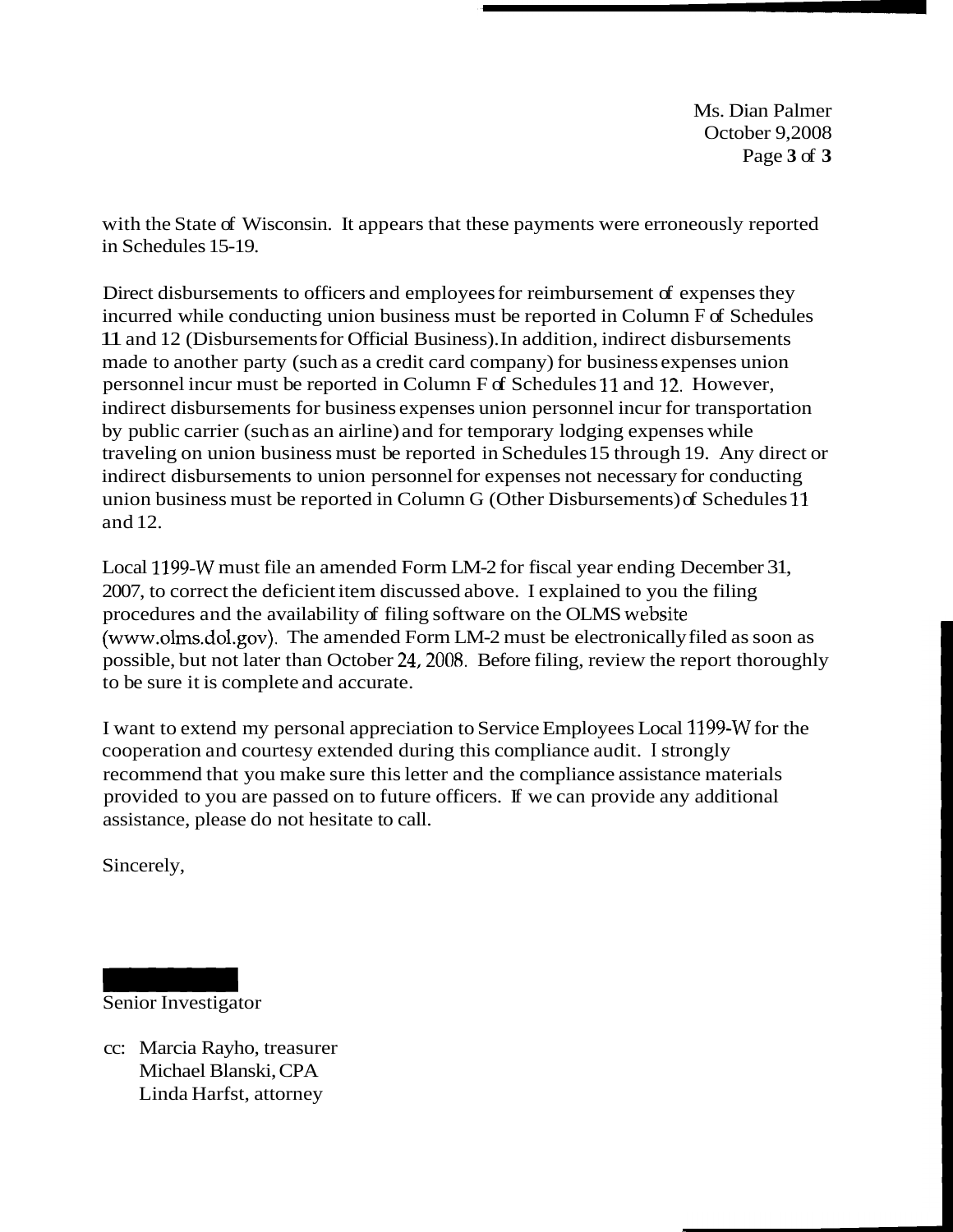with the State of Wisconsin. It appears that these payments were erroneously reported in Schedules 15-19.

Direct disbursements to officers and employees for reimbursement of expenses they incurred while conducting union business must be reported in Column F of Schedules 11 and 12 (Disbursements for Official Business). In addition, indirect disbursements made to another party (such as a credit card company) for business expenses union personnel incur must be reported in Column F of Schedules 11 and 12. However, indirect disbursements for business expenses union personnel incur for transportation by public carrier (such as an airline) and for temporary lodging expenses while traveling on union business must be reported in Schedules 15 through 19. Any direct or indirect disbursements to union personnel for expenses not necessary for conducting union business must be reported in Column G (Other Disbursements) of Schedules 11 and 12.

Local 1199-W must file an amended Form LM-2 for fiscal year ending December 31, 2007, to correct the deficient item discussed above. I explained to you the filing procedures and the availability of filing software on the OLMS website (www.olms.dol.gov). The amended Form LM-2 must be electronically filed as soon as possible, but not later than October 24, 2008. Before filing, review the report thoroughly to be sure it is complete and accurate.

I want to extend my personal appreciation to Service Employees Local 1199-W for the cooperation and courtesy extended during this compliance audit. I strongly recommend that you make sure this letter and the compliance assistance materials provided to you are passed on to future officers. If we can provide any additional assistance, please do not hesitate to call.

Sincerely,

Senior Investigator

cc: Marcia Rayho, treasurer
Michael Blanski, CPA
Linda Harfst, attorney